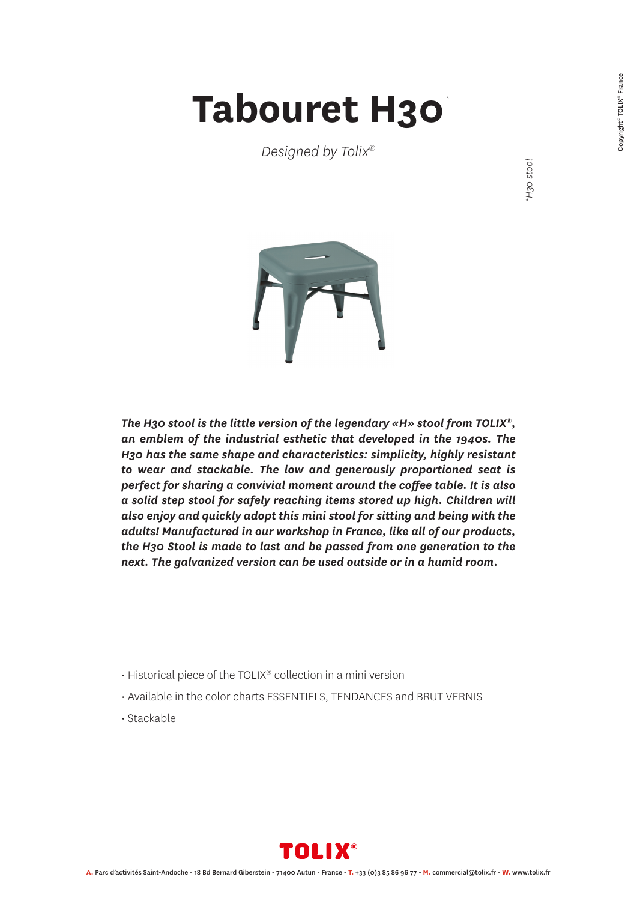# Tabouret H30*

*Designed by Tolix®*

*H30 stool

***The H30 stool is the little version of the legendary «H» stool from TOLIX®, an emblem of the industrial esthetic that developed in the 1940s. The H30 has the same shape and characteristics: simplicity, highly resistant to wear and stackable. The low and generously proportioned seat is perfect for sharing a convivial moment around the coffee table. It is also a solid step stool for safely reaching items stored up high. Children will also enjoy and quickly adopt this mini stool for sitting and being with the adults! Manufactured in our workshop in France, like all of our products, the H30 Stool is made to last and be passed from one generation to the next. The galvanized version can be used outside or in a humid room.***

- Historical piece of the TOLIX® collection in a mini version
- Available in the color charts ESSENTIELS, TENDANCES and BRUT VERNIS
- Stackable

TOLIX®

A. Parc d'activités Saint-Andoche - 18 Bd Bernard Giberstein - 71400 Autun - France - T. +33 (0)3 85 86 96 77 - M. commercial@tolix.fr - W. www.tolix.fr

Copyright® TOLIX® France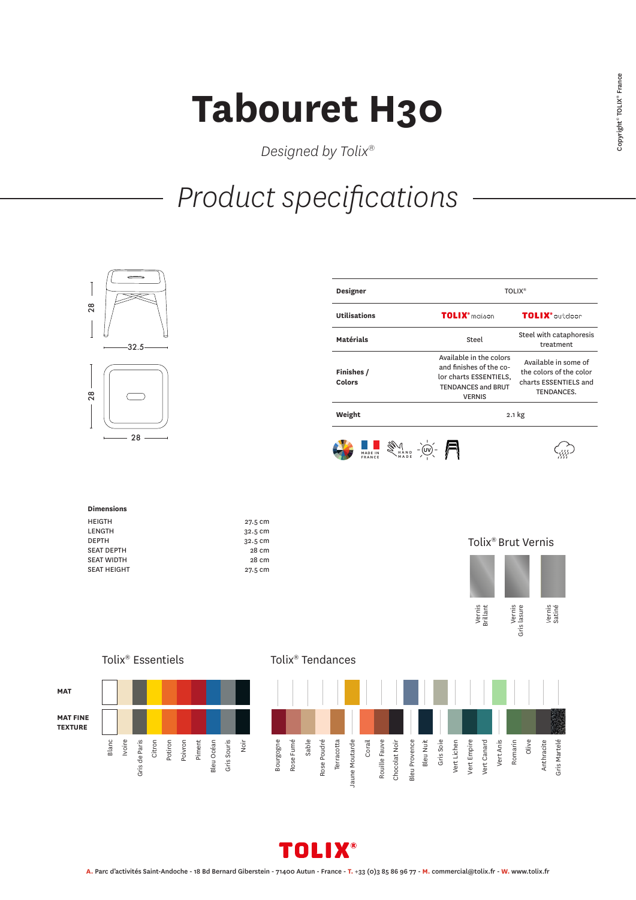# Tabouret H30

*Designed by Tolix®*

## *Product specifications*

28

32.5

28

28

| | | |
|---|---|---|
| **Designer** | TOLIX® | |
| **Utilisations** | TOLIX® maison | TOLIX® outdoor |
| **Matérials** | Steel | Steel with cataphoresis treatment |
| **Finishes / Colors** | Available in the colors and finishes of the color charts ESSENTIELS, TENDANCES and BRUT VERNIS | Available in some of the colors of the color charts ESSENTIELS and TENDANCES. |
| **Weight** | 2.1 kg | |

MADE IN FRANCE

HAND MADE

UV

**Dimensions**

| | |
|---|---|
| HEIGTH | 27.5 cm |
| LENGTH | 32.5 cm |
| DEPTH | 32.5 cm |
| SEAT DEPTH | 28 cm |
| SEAT WIDTH | 28 cm |
| SEAT HEIGHT | 27.5 cm |

Tolix® Brut Vernis

Vernis Brillant

Vernis Gris lasure

Vernis Satiné

Tolix® Essentiels

MAT

MAT FINE TEXTURE

Blanc, Ivoire, Gris de Paris, Citron, Potiron, Poivron, Piment, Bleu Océan, Gris Souris, Noir

Tolix® Tendances

Bourgogne, Rose Fumé, Sable, Rose Poudré, Terracotta, Jaune Moutarde, Corail, Rouille Fauve, Chocolat Noir, Bleu Provence, Bleu Nuit, Gris Soie, Vert Lichen, Vert Empire, Vert Canard, Vert Anis, Romarin, Olive, Anthracite, Gris Martelé

TOLIX®

**A.** Parc d'activités Saint-Andoche - 18 Bd Bernard Giberstein - 71400 Autun - France - **T.** +33 (0)3 85 86 96 77 - **M.** commercial@tolix.fr - **W.** www.tolix.fr

Copyright® TOLIX® France